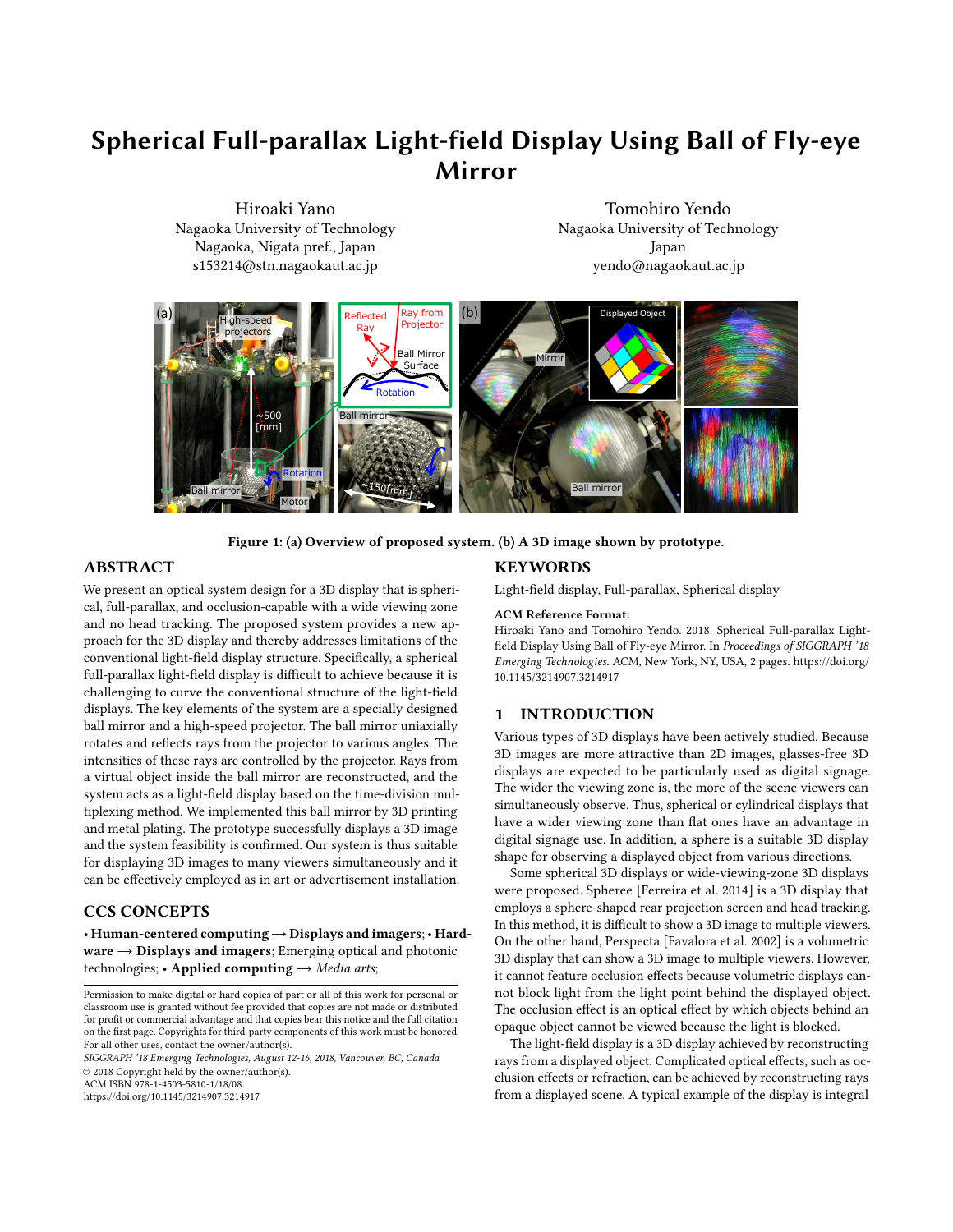# Spherical Full-parallax Light-field Display Using Ball of Fly-eye Mirror

Hiroaki Yano
Nagaoka University of Technology
Nagaoka, Nigata pref., Japan
s153214@stn.nagaokaut.ac.jp

Tomohiro Yendo
Nagaoka University of Technology
Japan
yendo@nagaokaut.ac.jp

**Figure 1: (a) Overview of proposed system. (b) A 3D image shown by prototype.**

## ABSTRACT

We present an optical system design for a 3D display that is spherical, full-parallax, and occlusion-capable with a wide viewing zone and no head tracking. The proposed system provides a new approach for the 3D display and thereby addresses limitations of the conventional light-field display structure. Specifically, a spherical full-parallax light-field display is difficult to achieve because it is challenging to curve the conventional structure of the light-field displays. The key elements of the system are a specially designed ball mirror and a high-speed projector. The ball mirror uniaxially rotates and reflects rays from the projector to various angles. The intensities of these rays are controlled by the projector. Rays from a virtual object inside the ball mirror are reconstructed, and the system acts as a light-field display based on the time-division multiplexing method. We implemented this ball mirror by 3D printing and metal plating. The prototype successfully displays a 3D image and the system feasibility is confirmed. Our system is thus suitable for displaying 3D images to many viewers simultaneously and it can be effectively employed as in art or advertisement installation.

## CCS CONCEPTS

• **Human-centered computing → Displays and imagers**; • **Hardware → Displays and imagers**; Emerging optical and photonic technologies; • **Applied computing →** *Media arts*;

Permission to make digital or hard copies of part or all of this work for personal or classroom use is granted without fee provided that copies are not made or distributed for profit or commercial advantage and that copies bear this notice and the full citation on the first page. Copyrights for third-party components of this work must be honored. For all other uses, contact the owner/author(s).
*SIGGRAPH '18 Emerging Technologies, August 12-16, 2018, Vancouver, BC, Canada*
© 2018 Copyright held by the owner/author(s).
ACM ISBN 978-1-4503-5810-1/18/08.
https://doi.org/10.1145/3214907.3214917

## KEYWORDS

Light-field display, Full-parallax, Spherical display

**ACM Reference Format:**
Hiroaki Yano and Tomohiro Yendo. 2018. Spherical Full-parallax Light-field Display Using Ball of Fly-eye Mirror. In *Proceedings of SIGGRAPH '18 Emerging Technologies.* ACM, New York, NY, USA, 2 pages. https://doi.org/10.1145/3214907.3214917

## 1 INTRODUCTION

Various types of 3D displays have been actively studied. Because 3D images are more attractive than 2D images, glasses-free 3D displays are expected to be particularly used as digital signage. The wider the viewing zone is, the more of the scene viewers can simultaneously observe. Thus, spherical or cylindrical displays that have a wider viewing zone than flat ones have an advantage in digital signage use. In addition, a sphere is a suitable 3D display shape for observing a displayed object from various directions.

Some spherical 3D displays or wide-viewing-zone 3D displays were proposed. Spheree [Ferreira et al. 2014] is a 3D display that employs a sphere-shaped rear projection screen and head tracking. In this method, it is difficult to show a 3D image to multiple viewers. On the other hand, Perspecta [Favalora et al. 2002] is a volumetric 3D display that can show a 3D image to multiple viewers. However, it cannot feature occlusion effects because volumetric displays cannot block light from the light point behind the displayed object. The occlusion effect is an optical effect by which objects behind an opaque object cannot be viewed because the light is blocked.

The light-field display is a 3D display achieved by reconstructing rays from a displayed object. Complicated optical effects, such as occlusion effects or refraction, can be achieved by reconstructing rays from a displayed scene. A typical example of the display is integral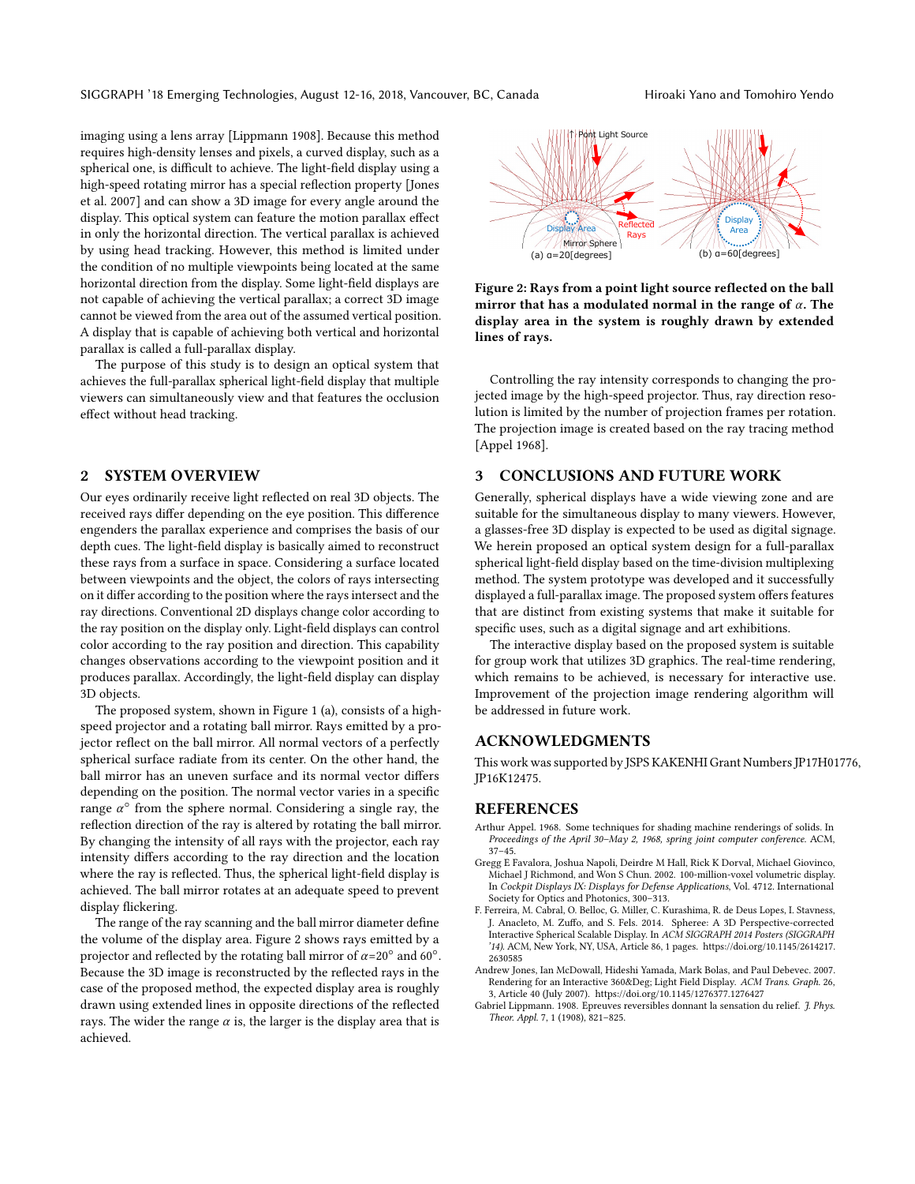imaging using a lens array [Lippmann 1908]. Because this method requires high-density lenses and pixels, a curved display, such as a spherical one, is difficult to achieve. The light-field display using a high-speed rotating mirror has a special reflection property [Jones et al. 2007] and can show a 3D image for every angle around the display. This optical system can feature the motion parallax effect in only the horizontal direction. The vertical parallax is achieved by using head tracking. However, this method is limited under the condition of no multiple viewpoints being located at the same horizontal direction from the display. Some light-field displays are not capable of achieving the vertical parallax; a correct 3D image cannot be viewed from the area out of the assumed vertical position. A display that is capable of achieving both vertical and horizontal parallax is called a full-parallax display.

The purpose of this study is to design an optical system that achieves the full-parallax spherical light-field display that multiple viewers can simultaneously view and that features the occlusion effect without head tracking.

## 2 SYSTEM OVERVIEW

Our eyes ordinarily receive light reflected on real 3D objects. The received rays differ depending on the eye position. This difference engenders the parallax experience and comprises the basis of our depth cues. The light-field display is basically aimed to reconstruct these rays from a surface in space. Considering a surface located between viewpoints and the object, the colors of rays intersecting on it differ according to the position where the rays intersect and the ray directions. Conventional 2D displays change color according to the ray position on the display only. Light-field displays can control color according to the ray position and direction. This capability changes observations according to the viewpoint position and it produces parallax. Accordingly, the light-field display can display 3D objects.

The proposed system, shown in Figure 1 (a), consists of a high-speed projector and a rotating ball mirror. Rays emitted by a projector reflect on the ball mirror. All normal vectors of a perfectly spherical surface radiate from its center. On the other hand, the ball mirror has an uneven surface and its normal vector differs depending on the position. The normal vector varies in a specific range $\alpha^\circ$ from the sphere normal. Considering a single ray, the reflection direction of the ray is altered by rotating the ball mirror. By changing the intensity of all rays with the projector, each ray intensity differs according to the ray direction and the location where the ray is reflected. Thus, the spherical light-field display is achieved. The ball mirror rotates at an adequate speed to prevent display flickering.

The range of the ray scanning and the ball mirror diameter define the volume of the display area. Figure 2 shows rays emitted by a projector and reflected by the rotating ball mirror of $\alpha$=20° and 60°. Because the 3D image is reconstructed by the reflected rays in the case of the proposed method, the expected display area is roughly drawn using extended lines in opposite directions of the reflected rays. The wider the range $\alpha$ is, the larger is the display area that is achieved.

Point Light Source
Reflected Rays
Display Area
Mirror Sphere
(a) α=20[degrees]
Display Area
(b) α=60[degrees]

**Figure 2: Rays from a point light source reflected on the ball mirror that has a modulated normal in the range of $\alpha$. The display area in the system is roughly drawn by extended lines of rays.**

Controlling the ray intensity corresponds to changing the projected image by the high-speed projector. Thus, ray direction resolution is limited by the number of projection frames per rotation. The projection image is created based on the ray tracing method [Appel 1968].

## 3 CONCLUSIONS AND FUTURE WORK

Generally, spherical displays have a wide viewing zone and are suitable for the simultaneous display to many viewers. However, a glasses-free 3D display is expected to be used as digital signage. We herein proposed an optical system design for a full-parallax spherical light-field display based on the time-division multiplexing method. The system prototype was developed and it successfully displayed a full-parallax image. The proposed system offers features that are distinct from existing systems that make it suitable for specific uses, such as a digital signage and art exhibitions.

The interactive display based on the proposed system is suitable for group work that utilizes 3D graphics. The real-time rendering, which remains to be achieved, is necessary for interactive use. Improvement of the projection image rendering algorithm will be addressed in future work.

## ACKNOWLEDGMENTS

This work was supported by JSPS KAKENHI Grant Numbers JP17H01776, JP16K12475.

## REFERENCES

Arthur Appel. 1968. Some techniques for shading machine renderings of solids. In *Proceedings of the April 30–May 2, 1968, spring joint computer conference*. ACM, 37–45.

Gregg E Favalora, Joshua Napoli, Deirdre M Hall, Rick K Dorval, Michael Giovinco, Michael J Richmond, and Won S Chun. 2002. 100-million-voxel volumetric display. In *Cockpit Displays IX: Displays for Defense Applications*, Vol. 4712. International Society for Optics and Photonics, 300–313.

F. Ferreira, M. Cabral, O. Belloc, G. Miller, C. Kurashima, R. de Deus Lopes, I. Stavness, J. Anacleto, M. Zuffo, and S. Fels. 2014. Spheree: A 3D Perspective-corrected Interactive Spherical Scalable Display. In *ACM SIGGRAPH 2014 Posters (SIGGRAPH '14)*. ACM, New York, NY, USA, Article 86, 1 pages. https://doi.org/10.1145/2614217.2630585

Andrew Jones, Ian McDowall, Hideshi Yamada, Mark Bolas, and Paul Debevec. 2007. Rendering for an Interactive 360&Deg; Light Field Display. *ACM Trans. Graph.* 26, 3, Article 40 (July 2007). https://doi.org/10.1145/1276377.1276427

Gabriel Lippmann. 1908. Epreuves reversibles donnant la sensation du relief. *J. Phys. Theor. Appl.* 7, 1 (1908), 821–825.